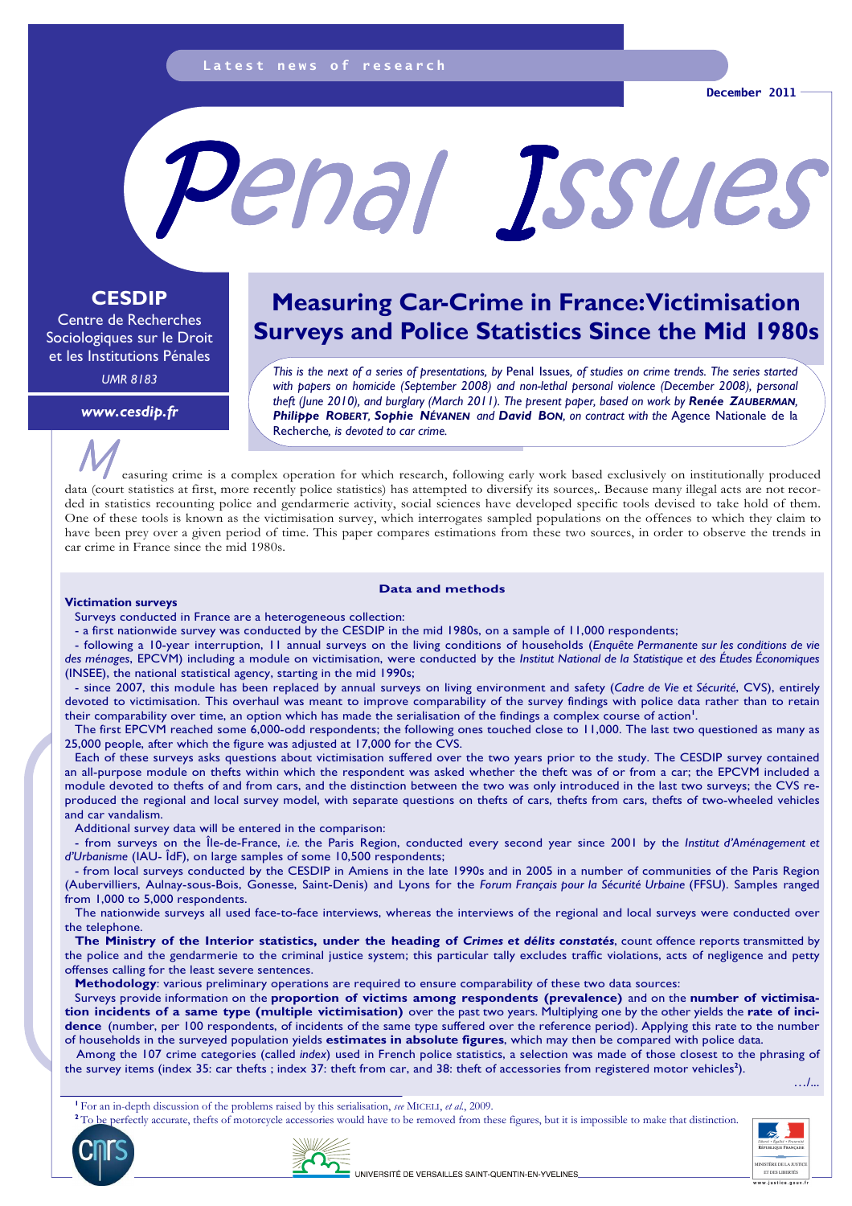Latest news of research

December 2011

# Penal Issues

**CESDIP**

Centre de Recherches Sociologiques sur le Droit et les Institutions Pénales

*UMR 8183*

***www.cesdip.fr***

## Measuring Car-Crime in France: Victimisation Surveys and Police Statistics Since the Mid 1980s

*This is the next of a series of presentations, by* Penal Issues, *of studies on crime trends. The series started with papers on homicide (September 2008) and non-lethal personal violence (December 2008), personal theft (June 2010), and burglary (March 2011). The present paper, based on work by **Renée ZAUBERMAN**, **Philippe ROBERT**, **Sophie NÉVANEN** and **David BON**, on contract with the* Agence Nationale de la Recherche*, is devoted to car crime.*

Measuring crime is a complex operation for which research, following early work based exclusively on institutionally produced data (court statistics at first, more recently police statistics) has attempted to diversify its sources,. Because many illegal acts are not recorded in statistics recounting police and gendarmerie activity, social sciences have developed specific tools devised to take hold of them. One of these tools is known as the victimisation survey, which interrogates sampled populations on the offences to which they claim to have been prey over a given period of time. This paper compares estimations from these two sources, in order to observe the trends in car crime in France since the mid 1980s.

### Data and methods

**Victimation surveys**

Surveys conducted in France are a heterogeneous collection:

- a first nationwide survey was conducted by the CESDIP in the mid 1980s, on a sample of 11,000 respondents;
- following a 10-year interruption, 11 annual surveys on the living conditions of households (*Enquête Permanente sur les conditions de vie des ménages*, EPCVM) including a module on victimisation, were conducted by the *Institut National de la Statistique et des Études Économiques* (INSEE), the national statistical agency, starting in the mid 1990s;
- since 2007, this module has been replaced by annual surveys on living environment and safety (*Cadre de Vie et Sécurité*, CVS), entirely devoted to victimisation. This overhaul was meant to improve comparability of the survey findings with police data rather than to retain their comparability over time, an option which has made the serialisation of the findings a complex course of action[1].

The first EPCVM reached some 6,000-odd respondents; the following ones touched close to 11,000. The last two questioned as many as 25,000 people, after which the figure was adjusted at 17,000 for the CVS.

Each of these surveys asks questions about victimisation suffered over the two years prior to the study. The CESDIP survey contained an all-purpose module on thefts within which the respondent was asked whether the theft was of or from a car; the EPCVM included a module devoted to thefts of and from cars, and the distinction between the two was only introduced in the last two surveys; the CVS reproduced the regional and local survey model, with separate questions on thefts of cars, thefts from cars, thefts of two-wheeled vehicles and car vandalism.

Additional survey data will be entered in the comparison:

- from surveys on the Île-de-France, *i.e.* the Paris Region, conducted every second year since 2001 by the *Institut d'Aménagement et d'Urbanisme* (IAU- ÎdF), on large samples of some 10,500 respondents;
- from local surveys conducted by the CESDIP in Amiens in the late 1990s and in 2005 in a number of communities of the Paris Region (Aubervilliers, Aulnay-sous-Bois, Gonesse, Saint-Denis) and Lyons for the *Forum Français pour la Sécurité Urbaine* (FFSU). Samples ranged from 1,000 to 5,000 respondents.

The nationwide surveys all used face-to-face interviews, whereas the interviews of the regional and local surveys were conducted over the telephone.

**The Ministry of the Interior statistics, under the heading of *Crimes et délits constatés***, count offence reports transmitted by the police and the gendarmerie to the criminal justice system; this particular tally excludes traffic violations, acts of negligence and petty offenses calling for the least severe sentences.

**Methodology**: various preliminary operations are required to ensure comparability of these two data sources:

Surveys provide information on the **proportion of victims among respondents (prevalence)** and on the **number of victimisation incidents of a same type (multiple victimisation)** over the past two years. Multiplying one by the other yields the **rate of incidence** (number, per 100 respondents, of incidents of the same type suffered over the reference period). Applying this rate to the number of households in the surveyed population yields **estimates in absolute figures**, which may then be compared with police data.

Among the 107 crime categories (called *index*) used in French police statistics, a selection was made of those closest to the phrasing of the survey items (index 35: car thefts ; index 37: theft from car, and 38: theft of accessories from registered motor vehicles[2]).

…/…

[1] For an in-depth discussion of the problems raised by this serialisation, *see* MICELI, *et al.*, 2009.

[2] To be perfectly accurate, thefts of motorcycle accessories would have to be removed from these figures, but it is impossible to make that distinction.

UNIVERSITÉ DE VERSAILLES SAINT-QUENTIN-EN-YVELINES

MINISTÈRE DE LA JUSTICE ET DES LIBERTÉS

www.justice.gouv.fr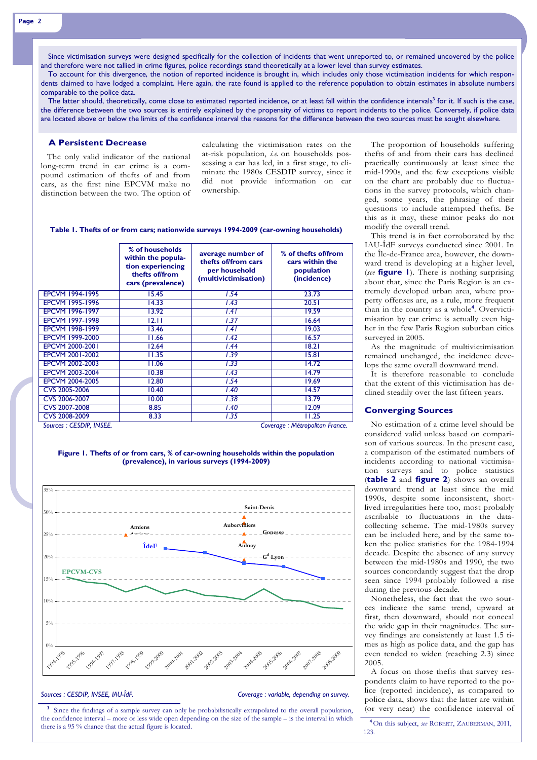Since victimisation surveys were designed specifically for the collection of incidents that went unreported to, or remained uncovered by the police and therefore were not tallied in crime figures, police recordings stand theoretically at a lower level than survey estimates.

To account for this divergence, the notion of reported incidence is brought in, which includes only those victimisation incidents for which respondents claimed to have lodged a complaint. Here again, the rate found is applied to the reference population to obtain estimates in absolute numbers comparable to the police data.

The latter should, theoretically, come close to estimated reported incidence, or at least fall within the confidence intervals[3] for it. If such is the case, the difference between the two sources is entirely explained by the propensity of victims to report incidents to the police. Conversely, if police data are located above or below the limits of the confidence interval the reasons for the difference between the two sources must be sought elsewhere.

## A Persistent Decrease

The only valid indicator of the national long-term trend in car crime is a compound estimation of thefts of and from cars, as the first nine EPCVM make no distinction between the two. The option of calculating the victimisation rates on the at-risk population, *i.e.* on households possessing a car has led, in a first stage, to eliminate the 1980s CESDIP survey, since it did not provide information on car ownership.

**Table 1. Thefts of or from cars; nationwide surveys 1994-2009 (car-owning households)**

| | % of households within the population experiencing thefts of/from cars (prevalence) | average number of thefts of/from cars per household (multivictimisation) | % of thefts of/from cars within the population (incidence) |
|---|---|---|---|
| EPCVM 1994-1995 | 15.45 | *1.54* | 23.73 |
| EPCVM 1995-1996 | 14.33 | *1.43* | 20.51 |
| EPCVM 1996-1997 | 13.92 | *1.41* | 19.59 |
| EPCVM 1997-1998 | 12.11 | *1.37* | 16.64 |
| EPCVM 1998-1999 | 13.46 | *1.41* | 19.03 |
| EPCVM 1999-2000 | 11.66 | *1.42* | 16.57 |
| EPCVM 2000-2001 | 12.64 | *1.44* | 18.21 |
| EPCVM 2001-2002 | 11.35 | *1.39* | 15.81 |
| EPCVM 2002-2003 | 11.06 | *1.33* | 14.72 |
| EPCVM 2003-2004 | 10.38 | *1.43* | 14.79 |
| EPCVM 2004-2005 | 12.80 | *1.54* | 19.69 |
| CVS 2005-2006 | 10.40 | *1.40* | 14.57 |
| CVS 2006-2007 | 10.00 | *1.38* | 13.79 |
| CVS 2007-2008 | 8.85 | *1.40* | 12.09 |
| CVS 2008-2009 | 8.33 | *1.35* | 11.25 |

*Sources : CESDIP, INSEE.* *Coverage : Métropolitan France.*

**Figure 1. Thefts of or from cars, % of car-owning households within the population (prevalence), in various surveys (1994-2009)**

*Sources : CESDIP, INSEE, IAU-ÎdF.* *Coverage : variable, depending on survey.*

The proportion of households suffering thefts of and from their cars has declined practically continuously at least since the mid-1990s, and the few exceptions visible on the chart are probably due to fluctuations in the survey protocols, which changed, some years, the phrasing of their questions to include attempted thefts. Be this as it may, these minor peaks do not modify the overall trend.

This trend is in fact corroborated by the IAU-ÎdF surveys conducted since 2001. In the Île-de-France area, however, the downward trend is developing at a higher level, (*see* **figure 1**). There is nothing surprising about that, since the Paris Region is an extremely developed urban area, where property offenses are, as a rule, more frequent than in the country as a whole[4]. Overvictimisation by car crime is actually even higher in the few Paris Region suburban cities surveyed in 2005.

As the magnitude of multivictimisation remained unchanged, the incidence develops the same overall downward trend.

It is therefore reasonable to conclude that the extent of this victimisation has declined steadily over the last fifteen years.

## Converging Sources

No estimation of a crime level should be considered valid unless based on comparison of various sources. In the present case, a comparison of the estimated numbers of incidents according to national victimisation surveys and to police statistics (**table 2** and **figure 2**) shows an overall downward trend at least since the mid 1990s, despite some inconsistent, short-lived irregularities here too, most probably ascribable to fluctuations in the data-collecting scheme. The mid-1980s survey can be included here, and by the same token the police statistics for the 1984-1994 decade. Despite the absence of any survey between the mid-1980s and 1990, the two sources concordantly suggest that the drop seen since 1994 probably followed a rise during the previous decade.

Nonetheless, the fact that the two sources indicate the same trend, upward at first, then downward, should not conceal the wide gap in their magnitudes. The survey findings are consistently at least 1.5 times as high as police data, and the gap has even tended to widen (reaching 2.3) since 2005.

A focus on those thefts that survey respondents claim to have reported to the police (reported incidence), as compared to police data, shows that the latter are within (or very near) the confidence interval of

[3] Since the findings of a sample survey can only be probabilistically extrapolated to the overall population, the confidence interval – more or less wide open depending on the size of the sample – is the interval in which there is a 95 % chance that the actual figure is located.

[4] On this subject, *see* ROBERT, ZAUBERMAN, 2011, 123.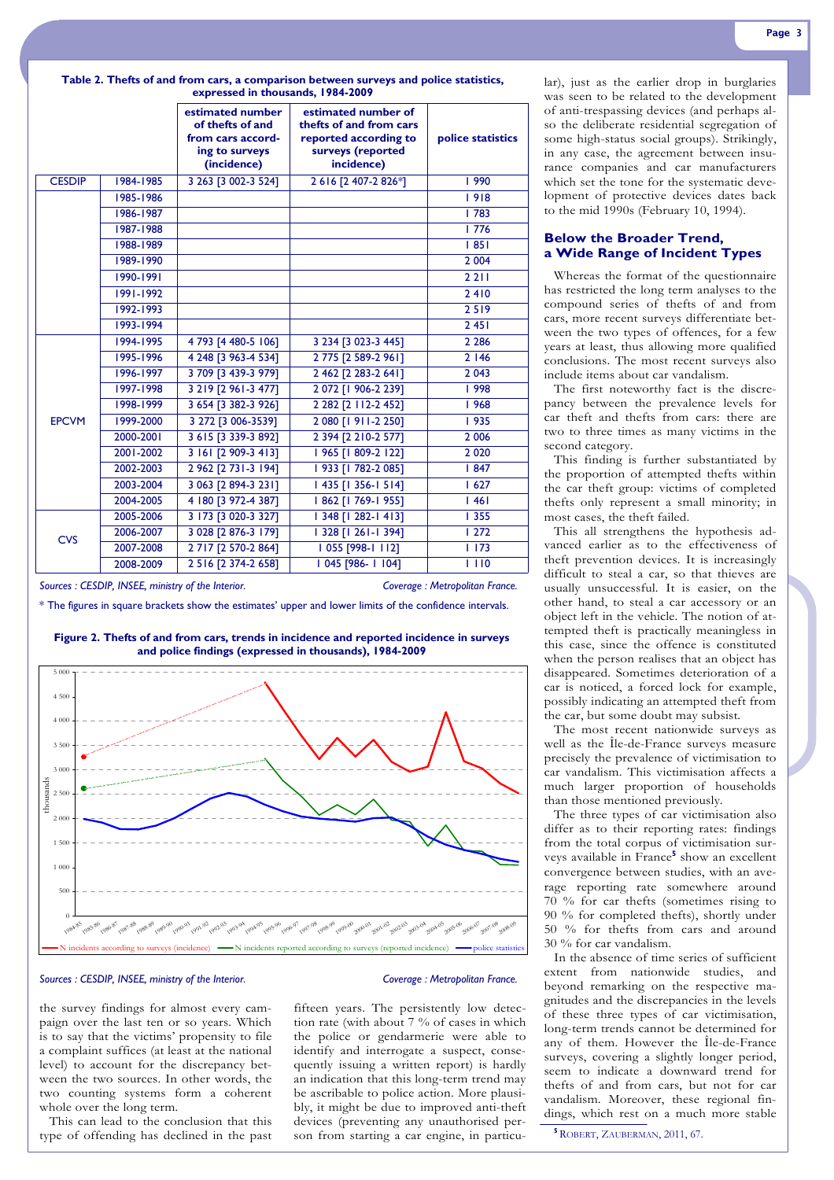**Table 2. Thefts of and from cars, a comparison between surveys and police statistics, expressed in thousands, 1984-2009**

| | | estimated number of thefts of and from cars according to surveys (incidence) | estimated number of thefts of and from cars reported according to surveys (reported incidence) | police statistics |
|---|---|---|---|---|
| CESDIP | 1984-1985 | 3 263 [3 002-3 524] | 2 616 [2 407-2 826*] | 1 990 |
| | 1985-1986 | | | 1 918 |
| | 1986-1987 | | | 1 783 |
| | 1987-1988 | | | 1 776 |
| | 1988-1989 | | | 1 851 |
| | 1989-1990 | | | 2 004 |
| | 1990-1991 | | | 2 211 |
| | 1991-1992 | | | 2 410 |
| | 1992-1993 | | | 2 519 |
| | 1993-1994 | | | 2 451 |
| EPCVM | 1994-1995 | 4 793 [4 480-5 106] | 3 234 [3 023-3 445] | 2 286 |
| | 1995-1996 | 4 248 [3 963-4 534] | 2 775 [2 589-2 961] | 2 146 |
| | 1996-1997 | 3 709 [3 439-3 979] | 2 462 [2 283-2 641] | 2 043 |
| | 1997-1998 | 3 219 [2 961-3 477] | 2 072 [1 906-2 239] | 1 998 |
| | 1998-1999 | 3 654 [3 382-3 926] | 2 282 [2 112-2 452] | 1 968 |
| | 1999-2000 | 3 272 [3 006-3539] | 2 080 [1 911-2 250] | 1 935 |
| | 2000-2001 | 3 615 [3 339-3 892] | 2 394 [2 210-2 577] | 2 006 |
| | 2001-2002 | 3 161 [2 909-3 413] | 1 965 [1 809-2 122] | 2 020 |
| | 2002-2003 | 2 962 [2 731-3 194] | 1 933 [1 782-2 085] | 1 847 |
| | 2003-2004 | 3 063 [2 894-3 231] | 1 435 [1 356-1 514] | 1 627 |
| | 2004-2005 | 4 180 [3 972-4 387] | 1 862 [1 769-1 955] | 1 461 |
| CVS | 2005-2006 | 3 173 [3 020-3 327] | 1 348 [1 282-1 413] | 1 355 |
| | 2006-2007 | 3 028 [2 876-3 179] | 1 328 [1 261-1 394] | 1 272 |
| | 2007-2008 | 2 717 [2 570-2 864] | 1 055 [998-1 112] | 1 173 |
| | 2008-2009 | 2 516 [2 374-2 658] | 1 045 [986- 1 104] | 1 110 |

*Sources : CESDIP, INSEE, ministry of the Interior.* *Coverage : Metropolitan France.*

\* The figures in square brackets show the estimates' upper and lower limits of the confidence intervals.

**Figure 2. Thefts of and from cars, trends in incidence and reported incidence in surveys and police findings (expressed in thousands), 1984-2009**

*Sources : CESDIP, INSEE, ministry of the Interior.* *Coverage : Metropolitan France.*

the survey findings for almost every campaign over the last ten or so years. Which is to say that the victims' propensity to file a complaint suffices (at least at the national level) to account for the discrepancy between the two sources. In other words, the two counting systems form a coherent whole over the long term.

This can lead to the conclusion that this type of offending has declined in the past fifteen years. The persistently low detection rate (with about 7 % of cases in which the police or gendarmerie were able to identify and interrogate a suspect, consequently issuing a written report) is hardly an indication that this long-term trend may be ascribable to police action. More plausibly, it might be due to improved anti-theft devices (preventing any unauthorised person from starting a car engine, in particular), just as the earlier drop in burglaries was seen to be related to the development of anti-trespassing devices (and perhaps also the deliberate residential segregation of some high-status social groups). Strikingly, in any case, the agreement between insurance companies and car manufacturers which set the tone for the systematic development of protective devices dates back to the mid 1990s (February 10, 1994).

## Below the Broader Trend, a Wide Range of Incident Types

Whereas the format of the questionnaire has restricted the long term analyses to the compound series of thefts of and from cars, more recent surveys differentiate between the two types of offences, for a few years at least, thus allowing more qualified conclusions. The most recent surveys also include items about car vandalism.

The first noteworthy fact is the discrepancy between the prevalence levels for car theft and thefts from cars: there are two to three times as many victims in the second category.

This finding is further substantiated by the proportion of attempted thefts within the car theft group: victims of completed thefts only represent a small minority; in most cases, the theft failed.

This all strengthens the hypothesis advanced earlier as to the effectiveness of theft prevention devices. It is increasingly difficult to steal a car, so that thieves are usually unsuccessful. It is easier, on the other hand, to steal a car accessory or an object left in the vehicle. The notion of attempted theft is practically meaningless in this case, since the offence is constituted when the person realises that an object has disappeared. Sometimes deterioration of a car is noticed, a forced lock for example, possibly indicating an attempted theft from the car, but some doubt may subsist.

The most recent nationwide surveys as well as the Île-de-France surveys measure precisely the prevalence of victimisation to car vandalism. This victimisation affects a much larger proportion of households than those mentioned previously.

The three types of car victimisation also differ as to their reporting rates: findings from the total corpus of victimisation surveys available in France[5] show an excellent convergence between studies, with an average reporting rate somewhere around 70 % for car thefts (sometimes rising to 90 % for completed thefts), shortly under 50 % for thefts from cars and around 30 % for car vandalism.

In the absence of time series of sufficient extent from nationwide studies, and beyond remarking on the respective magnitudes and the discrepancies in the levels of these three types of car victimisation, long-term trends cannot be determined for any of them. However the Île-de-France surveys, covering a slightly longer period, seem to indicate a downward trend for thefts of and from cars, but not for car vandalism. Moreover, these regional findings, which rest on a much more stable

[5] ROBERT, ZAUBERMAN, 2011, 67.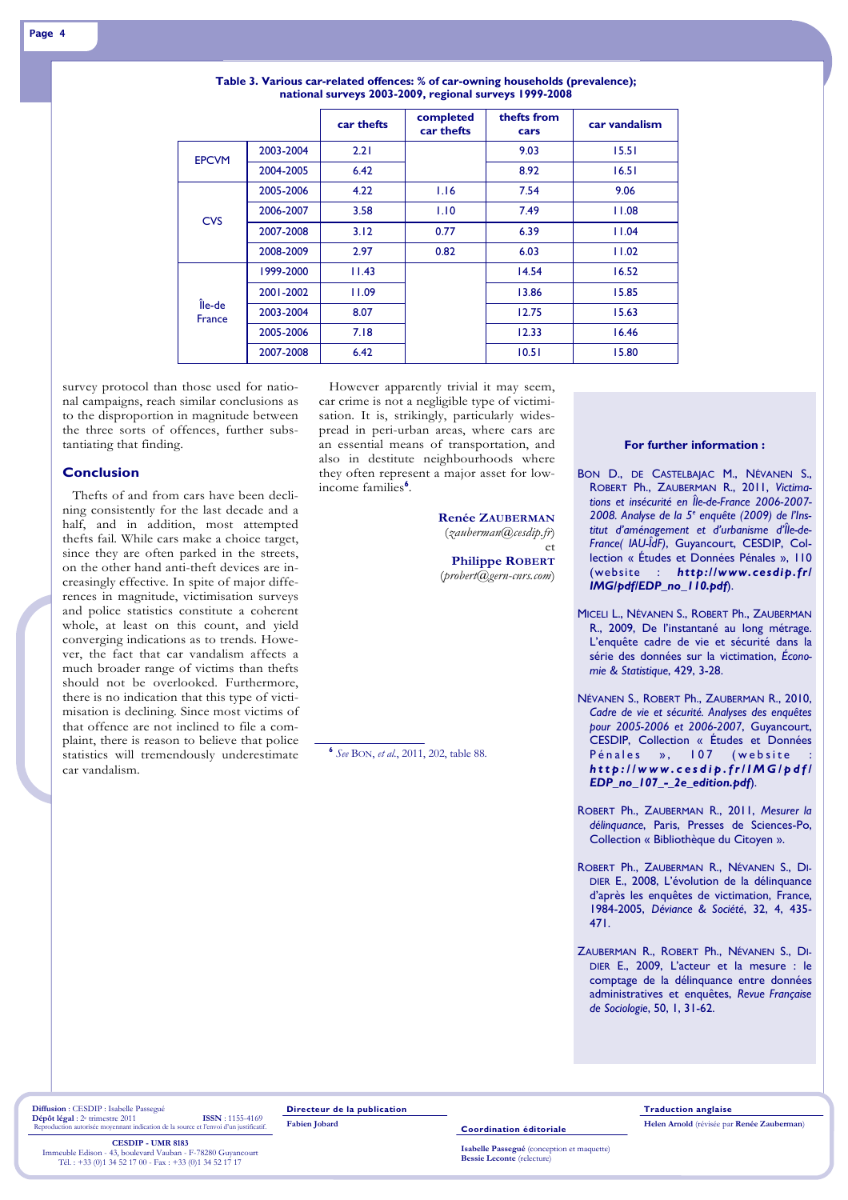**Table 3. Various car-related offences: % of car-owning households (prevalence); national surveys 2003-2009, regional surveys 1999-2008**

| | | car thefts | completed car thefts | thefts from cars | car vandalism |
|---|---|---|---|---|---|
| EPCVM | 2003-2004 | 2.21 | | 9.03 | 15.51 |
| | 2004-2005 | 6.42 | | 8.92 | 16.51 |
| CVS | 2005-2006 | 4.22 | 1.16 | 7.54 | 9.06 |
| | 2006-2007 | 3.58 | 1.10 | 7.49 | 11.08 |
| | 2007-2008 | 3.12 | 0.77 | 6.39 | 11.04 |
| | 2008-2009 | 2.97 | 0.82 | 6.03 | 11.02 |
| Île-de France | 1999-2000 | 11.43 | | 14.54 | 16.52 |
| | 2001-2002 | 11.09 | | 13.86 | 15.85 |
| | 2003-2004 | 8.07 | | 12.75 | 15.63 |
| | 2005-2006 | 7.18 | | 12.33 | 16.46 |
| | 2007-2008 | 6.42 | | 10.51 | 15.80 |

survey protocol than those used for national campaigns, reach similar conclusions as to the disproportion in magnitude between the three sorts of offences, further substantiating that finding.

## Conclusion

Thefts of and from cars have been declining consistently for the last decade and a half, and in addition, most attempted thefts fail. While cars make a choice target, since they are often parked in the streets, on the other hand anti-theft devices are increasingly effective. In spite of major differences in magnitude, victimisation surveys and police statistics constitute a coherent whole, at least on this count, and yield converging indications as to trends. However, the fact that car vandalism affects a much broader range of victims than thefts should not be overlooked. Furthermore, there is no indication that this type of victimisation is declining. Since most victims of that offence are not inclined to file a complaint, there is reason to believe that police statistics will tremendously underestimate car vandalism.

However apparently trivial it may seem, car crime is not a negligible type of victimisation. It is, strikingly, particularly widespread in peri-urban areas, where cars are an essential means of transportation, and also in destitute neighbourhoods where they often represent a major asset for low-income families[6].

**Renée Zauberman**
(*zauberman@cesdip.fr*)
et
**Philippe Robert**
(*probert@gern-cnrs.com*)

[6] *See* Bon, *et al.*, 2011, 202, table 88.

### For further information :

Bon D., de Castelbajac M., Névanen S., Robert Ph., Zauberman R., 2011, *Victimations et insécurité en Île-de-France 2006-2007-2008. Analyse de la 5e enquête (2009) de l'Institut d'aménagement et d'urbanisme d'Île-de-France( IAU-ÎdF)*, Guyancourt, CESDIP, Collection « Études et Données Pénales », 110 (website : ***http://www.cesdip.fr/IMG/pdf/EDP_no_110.pdf***).

Miceli L., Névanen S., Robert Ph., Zauberman R., 2009, De l'instantané au long métrage. L'enquête cadre de vie et sécurité dans la série des données sur la victimation, *Économie & Statistique*, 429, 3-28.

Névanen S., Robert Ph., Zauberman R., 2010, *Cadre de vie et sécurité. Analyses des enquêtes pour 2005-2006 et 2006-2007*, Guyancourt, CESDIP, Collection « Études et Données Pénales », 107 (website : ***http://www.cesdip.fr/IMG/pdf/EDP_no_107_-_2e_edition.pdf***).

Robert Ph., Zauberman R., 2011, *Mesurer la délinquance*, Paris, Presses de Sciences-Po, Collection « Bibliothèque du Citoyen ».

Robert Ph., Zauberman R., Névanen S., Didier E., 2008, L'évolution de la délinquance d'après les enquêtes de victimation, France, 1984-2005, *Déviance & Société*, 32, 4, 435-471.

Zauberman R., Robert Ph., Névanen S., Didier E., 2009, L'acteur et la mesure : le comptage de la délinquance entre données administratives et enquêtes, *Revue Française de Sociologie*, 50, 1, 31-62.

**Diffusion** : CESDIP : Isabelle Passegué
**Dépôt légal** : 2e trimestre 2011 **ISSN** : 1155-4169
Reproduction autorisée moyennant indication de la source et l'envoi d'un justificatif.

**CESDIP - UMR 8183**
Immeuble Edison - 43, boulevard Vauban - F-78280 Guyancourt
Tél. : +33 (0)1 34 52 17 00 - Fax : +33 (0)1 34 52 17 17

**Directeur de la publication**
**Fabien Jobard**

**Coordination éditoriale**
**Isabelle Passegué** (conception et maquette)
**Bessie Leconte** (relecture)

**Traduction anglaise**
**Helen Arnold** (révisée par **Renée Zauberman**)